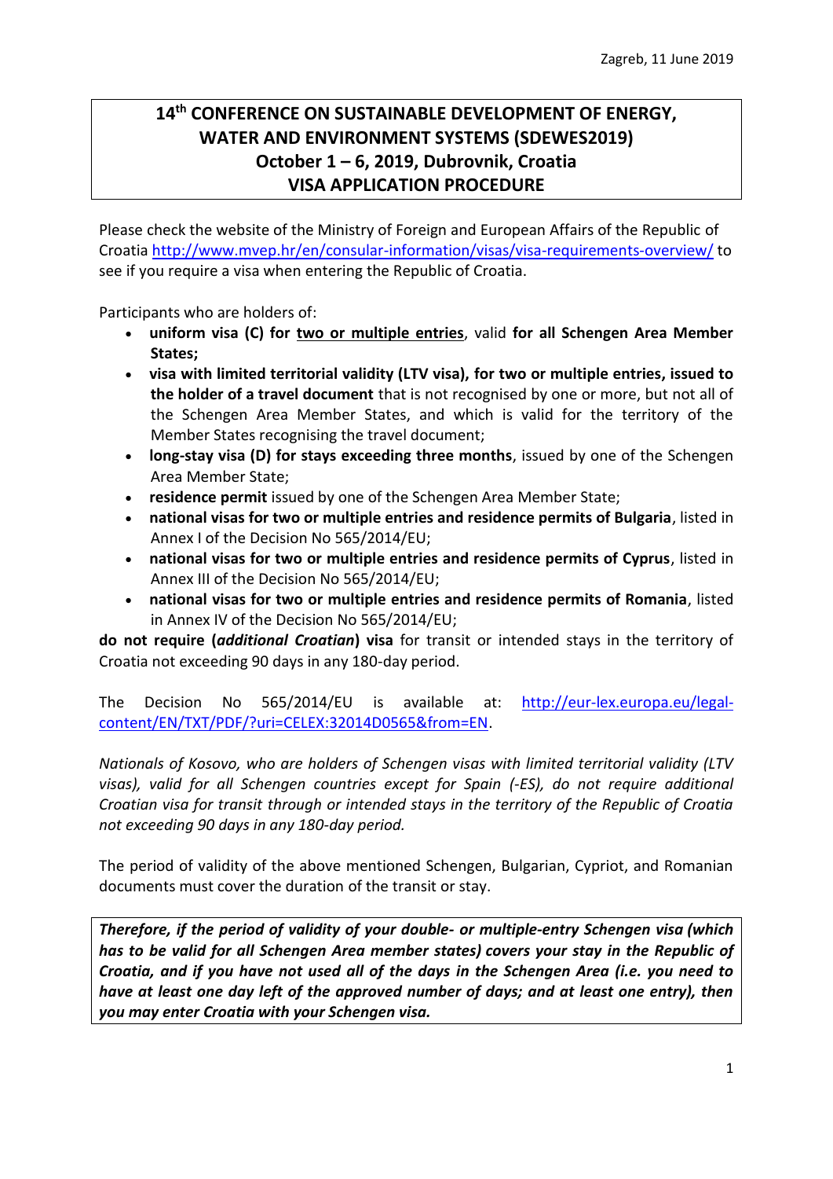Zagreb, 11 June 2019

# 14th CONFERENCE ON SUSTAINABLE DEVELOPMENT OF ENERGY, WATER AND ENVIRONMENT SYSTEMS (SDEWES2019)
## October 1 – 6, 2019, Dubrovnik, Croatia
## VISA APPLICATION PROCEDURE

Please check the website of the Ministry of Foreign and European Affairs of the Republic of Croatia http://www.mvep.hr/en/consular-information/visas/visa-requirements-overview/ to see if you require a visa when entering the Republic of Croatia.

Participants who are holders of:

- **uniform visa (C) for two or multiple entries**, valid **for all Schengen Area Member States;**
- **visa with limited territorial validity (LTV visa), for two or multiple entries, issued to the holder of a travel document** that is not recognised by one or more, but not all of the Schengen Area Member States, and which is valid for the territory of the Member States recognising the travel document;
- **long-stay visa (D) for stays exceeding three months**, issued by one of the Schengen Area Member State;
- **residence permit** issued by one of the Schengen Area Member State;
- **national visas for two or multiple entries and residence permits of Bulgaria**, listed in Annex I of the Decision No 565/2014/EU;
- **national visas for two or multiple entries and residence permits of Cyprus**, listed in Annex III of the Decision No 565/2014/EU;
- **national visas for two or multiple entries and residence permits of Romania**, listed in Annex IV of the Decision No 565/2014/EU;

**do not require (*additional Croatian*) visa** for transit or intended stays in the territory of Croatia not exceeding 90 days in any 180-day period.

The Decision No 565/2014/EU is available at: http://eur-lex.europa.eu/legal-content/EN/TXT/PDF/?uri=CELEX:32014D0565&from=EN.

*Nationals of Kosovo, who are holders of Schengen visas with limited territorial validity (LTV visas), valid for all Schengen countries except for Spain (-ES), do not require additional Croatian visa for transit through or intended stays in the territory of the Republic of Croatia not exceeding 90 days in any 180-day period.*

The period of validity of the above mentioned Schengen, Bulgarian, Cypriot, and Romanian documents must cover the duration of the transit or stay.

***Therefore, if the period of validity of your double- or multiple-entry Schengen visa (which has to be valid for all Schengen Area member states) covers your stay in the Republic of Croatia, and if you have not used all of the days in the Schengen Area (i.e. you need to have at least one day left of the approved number of days; and at least one entry), then you may enter Croatia with your Schengen visa.***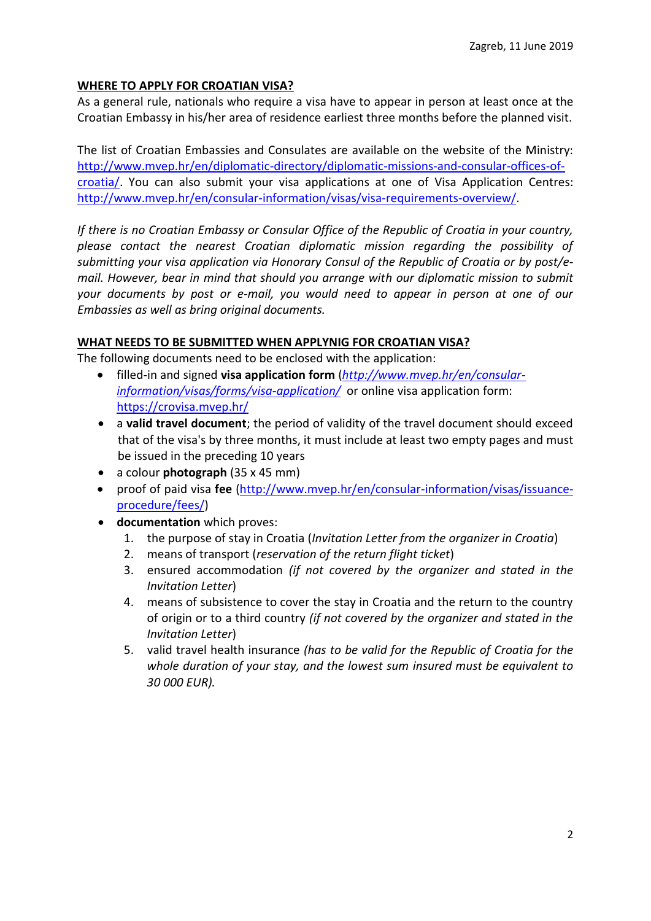Zagreb, 11 June 2019

## WHERE TO APPLY FOR CROATIAN VISA?

As a general rule, nationals who require a visa have to appear in person at least once at the Croatian Embassy in his/her area of residence earliest three months before the planned visit.

The list of Croatian Embassies and Consulates are available on the website of the Ministry: http://www.mvep.hr/en/diplomatic-directory/diplomatic-missions-and-consular-offices-of-croatia/. You can also submit your visa applications at one of Visa Application Centres: http://www.mvep.hr/en/consular-information/visas/visa-requirements-overview/.

*If there is no Croatian Embassy or Consular Office of the Republic of Croatia in your country, please contact the nearest Croatian diplomatic mission regarding the possibility of submitting your visa application via Honorary Consul of the Republic of Croatia or by post/e-mail. However, bear in mind that should you arrange with our diplomatic mission to submit your documents by post or e-mail, you would need to appear in person at one of our Embassies as well as bring original documents.*

## WHAT NEEDS TO BE SUBMITTED WHEN APPLYNIG FOR CROATIAN VISA?

The following documents need to be enclosed with the application:

- filled-in and signed **visa application form** (*http://www.mvep.hr/en/consular-information/visas/forms/visa-application/* or online visa application form: https://crovisa.mvep.hr/
- a **valid travel document**; the period of validity of the travel document should exceed that of the visa's by three months, it must include at least two empty pages and must be issued in the preceding 10 years
- a colour **photograph** (35 x 45 mm)
- proof of paid visa **fee** (http://www.mvep.hr/en/consular-information/visas/issuance-procedure/fees/)
- **documentation** which proves:
  1. the purpose of stay in Croatia (*Invitation Letter from the organizer in Croatia*)
  2. means of transport (*reservation of the return flight ticket*)
  3. ensured accommodation *(if not covered by the organizer and stated in the Invitation Letter*)
  4. means of subsistence to cover the stay in Croatia and the return to the country of origin or to a third country *(if not covered by the organizer and stated in the Invitation Letter*)
  5. valid travel health insurance *(has to be valid for the Republic of Croatia for the whole duration of your stay, and the lowest sum insured must be equivalent to 30 000 EUR).*